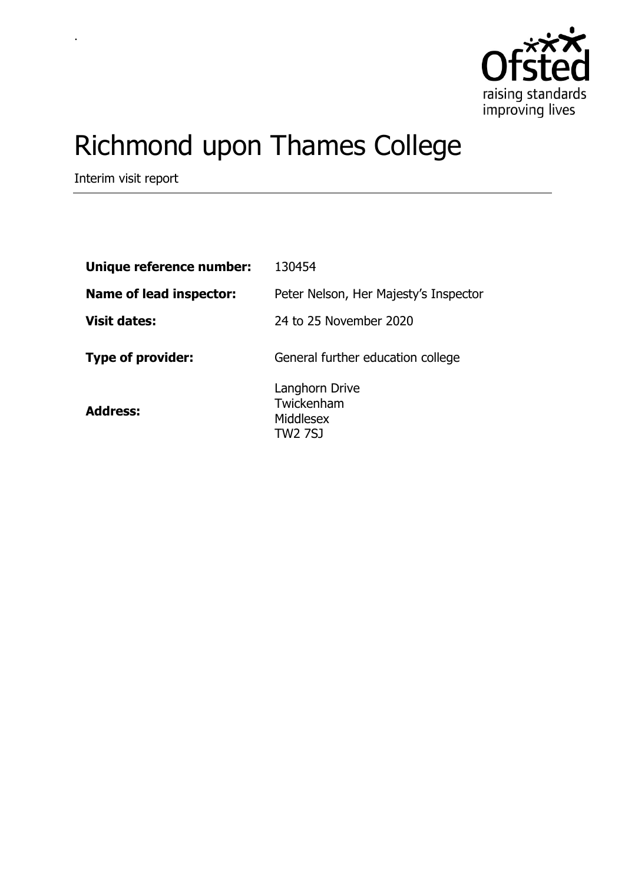# Richmond upon Thames College

Interim visit report

| | |
|---|---|
| **Unique reference number:** | 130454 |
| **Name of lead inspector:** | Peter Nelson, Her Majesty's Inspector |
| **Visit dates:** | 24 to 25 November 2020 |
| **Type of provider:** | General further education college |
| **Address:** | Langhorn Drive<br>Twickenham<br>Middlesex<br>TW2 7SJ |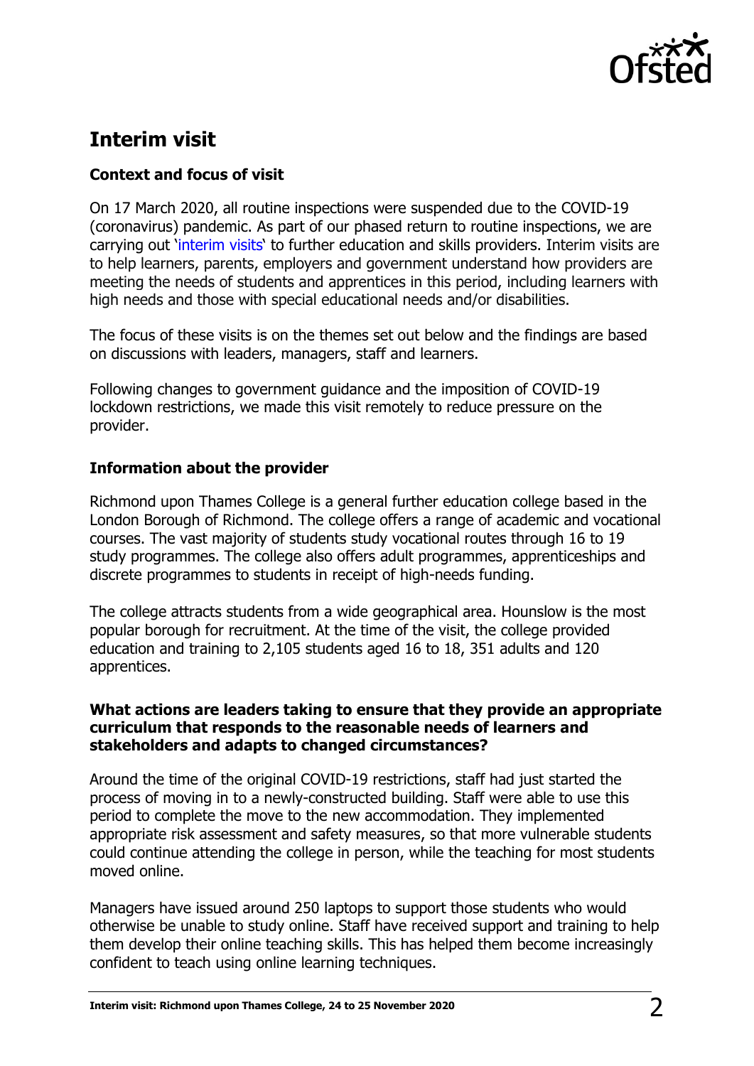## Interim visit

### Context and focus of visit

On 17 March 2020, all routine inspections were suspended due to the COVID-19 (coronavirus) pandemic. As part of our phased return to routine inspections, we are carrying out 'interim visits' to further education and skills providers. Interim visits are to help learners, parents, employers and government understand how providers are meeting the needs of students and apprentices in this period, including learners with high needs and those with special educational needs and/or disabilities.

The focus of these visits is on the themes set out below and the findings are based on discussions with leaders, managers, staff and learners.

Following changes to government guidance and the imposition of COVID-19 lockdown restrictions, we made this visit remotely to reduce pressure on the provider.

### Information about the provider

Richmond upon Thames College is a general further education college based in the London Borough of Richmond. The college offers a range of academic and vocational courses. The vast majority of students study vocational routes through 16 to 19 study programmes. The college also offers adult programmes, apprenticeships and discrete programmes to students in receipt of high-needs funding.

The college attracts students from a wide geographical area. Hounslow is the most popular borough for recruitment. At the time of the visit, the college provided education and training to 2,105 students aged 16 to 18, 351 adults and 120 apprentices.

### What actions are leaders taking to ensure that they provide an appropriate curriculum that responds to the reasonable needs of learners and stakeholders and adapts to changed circumstances?

Around the time of the original COVID-19 restrictions, staff had just started the process of moving in to a newly-constructed building. Staff were able to use this period to complete the move to the new accommodation. They implemented appropriate risk assessment and safety measures, so that more vulnerable students could continue attending the college in person, while the teaching for most students moved online.

Managers have issued around 250 laptops to support those students who would otherwise be unable to study online. Staff have received support and training to help them develop their online teaching skills. This has helped them become increasingly confident to teach using online learning techniques.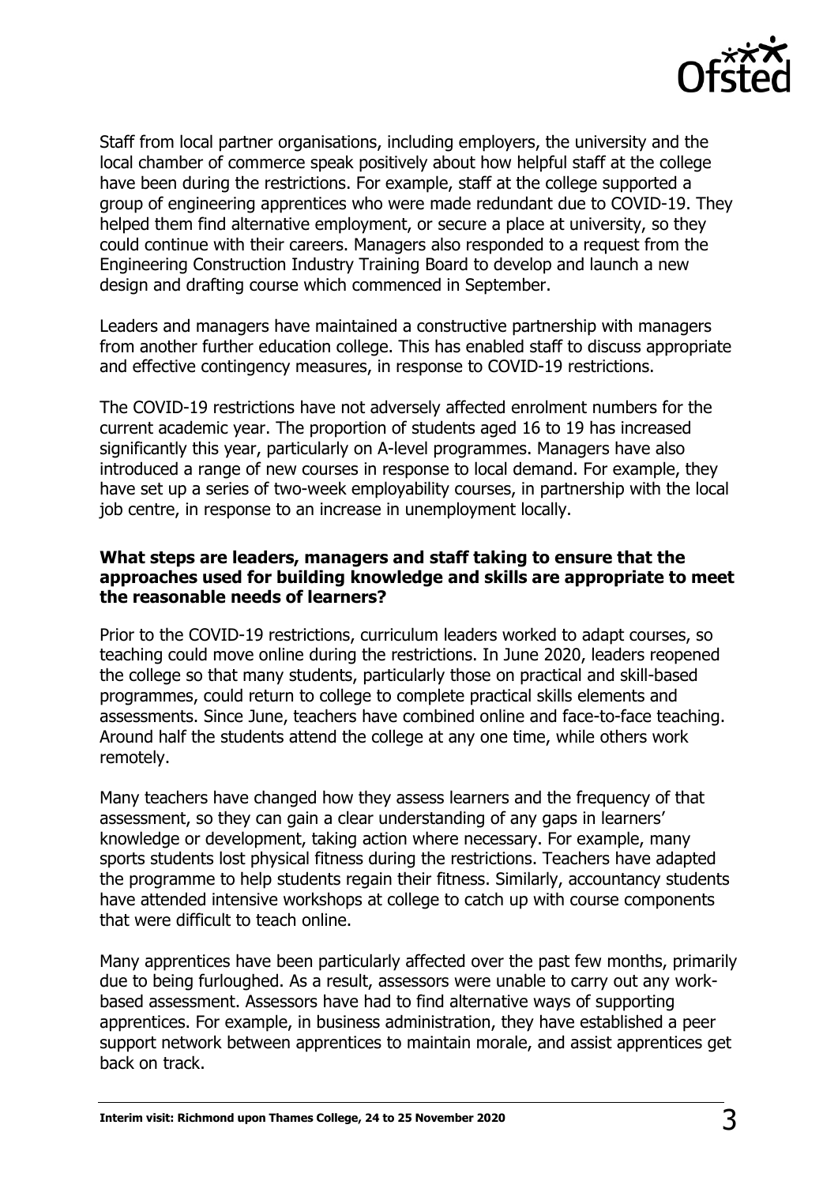Staff from local partner organisations, including employers, the university and the local chamber of commerce speak positively about how helpful staff at the college have been during the restrictions. For example, staff at the college supported a group of engineering apprentices who were made redundant due to COVID-19. They helped them find alternative employment, or secure a place at university, so they could continue with their careers. Managers also responded to a request from the Engineering Construction Industry Training Board to develop and launch a new design and drafting course which commenced in September.

Leaders and managers have maintained a constructive partnership with managers from another further education college. This has enabled staff to discuss appropriate and effective contingency measures, in response to COVID-19 restrictions.

The COVID-19 restrictions have not adversely affected enrolment numbers for the current academic year. The proportion of students aged 16 to 19 has increased significantly this year, particularly on A-level programmes. Managers have also introduced a range of new courses in response to local demand. For example, they have set up a series of two-week employability courses, in partnership with the local job centre, in response to an increase in unemployment locally.

**What steps are leaders, managers and staff taking to ensure that the approaches used for building knowledge and skills are appropriate to meet the reasonable needs of learners?**

Prior to the COVID-19 restrictions, curriculum leaders worked to adapt courses, so teaching could move online during the restrictions. In June 2020, leaders reopened the college so that many students, particularly those on practical and skill-based programmes, could return to college to complete practical skills elements and assessments. Since June, teachers have combined online and face-to-face teaching. Around half the students attend the college at any one time, while others work remotely.

Many teachers have changed how they assess learners and the frequency of that assessment, so they can gain a clear understanding of any gaps in learners' knowledge or development, taking action where necessary. For example, many sports students lost physical fitness during the restrictions. Teachers have adapted the programme to help students regain their fitness. Similarly, accountancy students have attended intensive workshops at college to catch up with course components that were difficult to teach online.

Many apprentices have been particularly affected over the past few months, primarily due to being furloughed. As a result, assessors were unable to carry out any work-based assessment. Assessors have had to find alternative ways of supporting apprentices. For example, in business administration, they have established a peer support network between apprentices to maintain morale, and assist apprentices get back on track.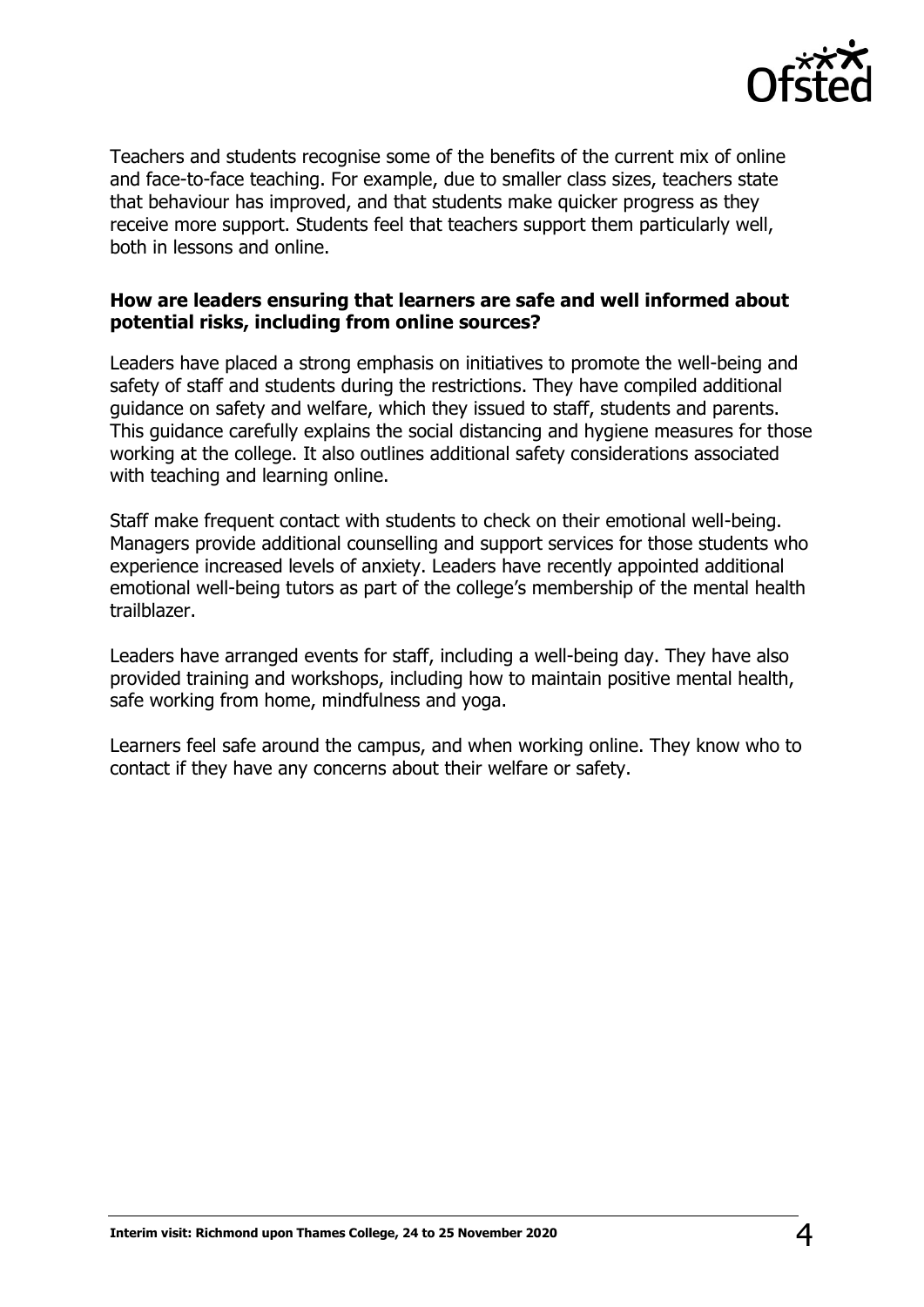Teachers and students recognise some of the benefits of the current mix of online and face-to-face teaching. For example, due to smaller class sizes, teachers state that behaviour has improved, and that students make quicker progress as they receive more support. Students feel that teachers support them particularly well, both in lessons and online.

**How are leaders ensuring that learners are safe and well informed about potential risks, including from online sources?**

Leaders have placed a strong emphasis on initiatives to promote the well-being and safety of staff and students during the restrictions. They have compiled additional guidance on safety and welfare, which they issued to staff, students and parents. This guidance carefully explains the social distancing and hygiene measures for those working at the college. It also outlines additional safety considerations associated with teaching and learning online.

Staff make frequent contact with students to check on their emotional well-being. Managers provide additional counselling and support services for those students who experience increased levels of anxiety. Leaders have recently appointed additional emotional well-being tutors as part of the college's membership of the mental health trailblazer.

Leaders have arranged events for staff, including a well-being day. They have also provided training and workshops, including how to maintain positive mental health, safe working from home, mindfulness and yoga.

Learners feel safe around the campus, and when working online. They know who to contact if they have any concerns about their welfare or safety.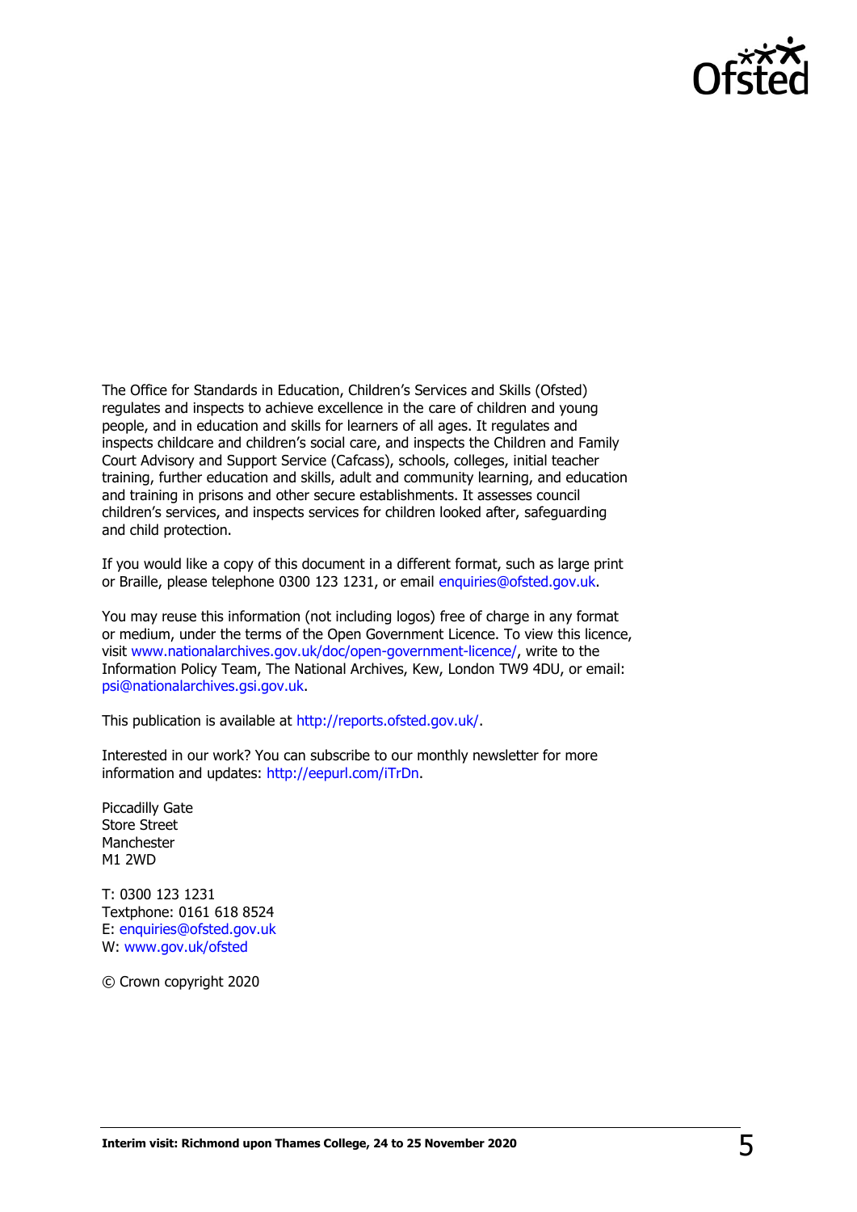The Office for Standards in Education, Children's Services and Skills (Ofsted) regulates and inspects to achieve excellence in the care of children and young people, and in education and skills for learners of all ages. It regulates and inspects childcare and children's social care, and inspects the Children and Family Court Advisory and Support Service (Cafcass), schools, colleges, initial teacher training, further education and skills, adult and community learning, and education and training in prisons and other secure establishments. It assesses council children's services, and inspects services for children looked after, safeguarding and child protection.

If you would like a copy of this document in a different format, such as large print or Braille, please telephone 0300 123 1231, or email enquiries@ofsted.gov.uk.

You may reuse this information (not including logos) free of charge in any format or medium, under the terms of the Open Government Licence. To view this licence, visit www.nationalarchives.gov.uk/doc/open-government-licence/, write to the Information Policy Team, The National Archives, Kew, London TW9 4DU, or email: psi@nationalarchives.gsi.gov.uk.

This publication is available at http://reports.ofsted.gov.uk/.

Interested in our work? You can subscribe to our monthly newsletter for more information and updates: http://eepurl.com/iTrDn.

Piccadilly Gate
Store Street
Manchester
M1 2WD

T: 0300 123 1231
Textphone: 0161 618 8524
E: enquiries@ofsted.gov.uk
W: www.gov.uk/ofsted

© Crown copyright 2020